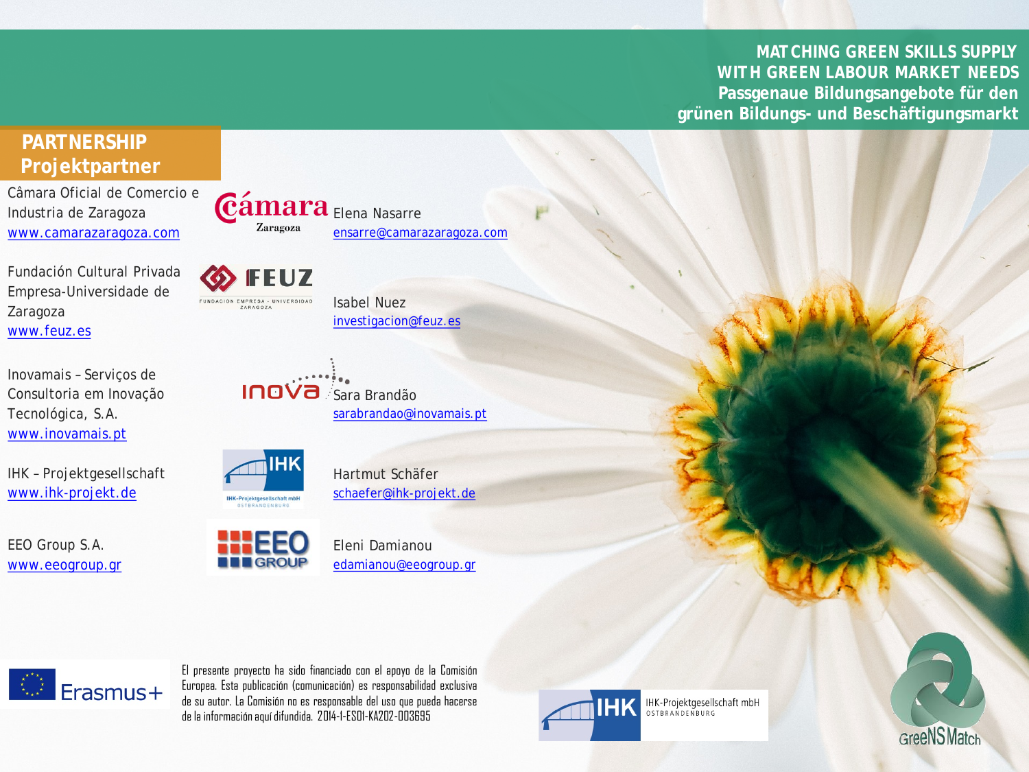# MATCHING GREEN SKILLS SUPPLY WITH GREEN LABOUR MARKET NEEDS
# Passgenaue Bildungsangebote für den grünen Bildungs- und Beschäftigungsmarkt

## PARTNERSHIP
## Projektpartner

Câmara Oficial de Comercio e Industria de Zaragoza
www.camarazaragoza.com

Elena Nasarre
ensarre@camarazaragoza.com

Fundación Cultural Privada Empresa-Universidade de Zaragoza
www.feuz.es

Isabel Nuez
investigacion@feuz.es

Inovamais – Serviços de Consultoria em Inovação Tecnológica, S.A.
www.inovamais.pt

Sara Brandão
sarabrandao@inovamais.pt

IHK – Projektgesellschaft
www.ihk-projekt.de

Hartmut Schäfer
schaefer@ihk-projekt.de

EEO Group S.A.
www.eeogroup.gr

Eleni Damianou
edamianou@eeogroup.gr

Erasmus+

El presente proyecto ha sido financiado con el apoyo de la Comisión Europea. Esta publicación (comunicación) es responsabilidad exclusiva de su autor. La Comisión no es responsable del uso que pueda hacerse de la información aquí difundida. 2014-1-ES01-KA202-003695

IHK-Projektgesellschaft mbH OSTBRANDENBURG

GreeNS Match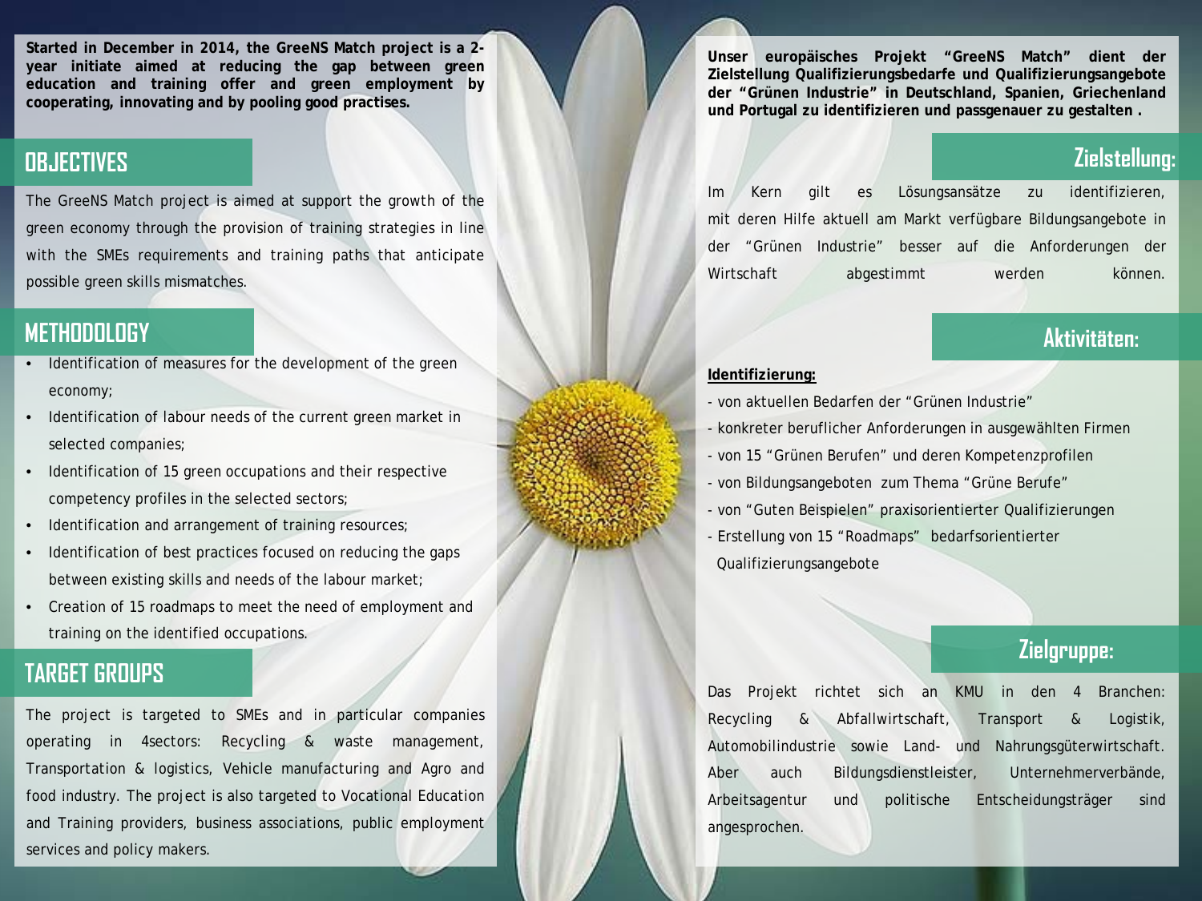**Started in December in 2014, the GreeNS Match project is a 2-year initiate aimed at reducing the gap between green education and training offer and green employment by cooperating, innovating and by pooling good practises.**

## OBJECTIVES

The GreeNS Match project is aimed at support the growth of the green economy through the provision of training strategies in line with the SMEs requirements and training paths that anticipate possible green skills mismatches.

## METHODOLOGY

- Identification of measures for the development of the green economy;
- Identification of labour needs of the current green market in selected companies;
- Identification of 15 green occupations and their respective competency profiles in the selected sectors;
- Identification and arrangement of training resources;
- Identification of best practices focused on reducing the gaps between existing skills and needs of the labour market;
- Creation of 15 roadmaps to meet the need of employment and training on the identified occupations.

## TARGET GROUPS

The project is targeted to SMEs and in particular companies operating in 4sectors: Recycling & waste management, Transportation & logistics, Vehicle manufacturing and Agro and food industry. The project is also targeted to Vocational Education and Training providers, business associations, public employment services and policy makers.

**Unser europäisches Projekt "GreeNS Match" dient der Zielstellung Qualifizierungsbedarfe und Qualifizierungsangebote der "Grünen Industrie" in Deutschland, Spanien, Griechenland und Portugal zu identifizieren und passgenauer zu gestalten .**

## Zielstellung:

Im Kern gilt es Lösungsansätze zu identifizieren, mit deren Hilfe aktuell am Markt verfügbare Bildungsangebote in der "Grünen Industrie" besser auf die Anforderungen der Wirtschaft abgestimmt werden können.

## Aktivitäten:

**Identifizierung:**

- von aktuellen Bedarfen der "Grünen Industrie"
- konkreter beruflicher Anforderungen in ausgewählten Firmen
- von 15 "Grünen Berufen" und deren Kompetenzprofilen
- von Bildungsangeboten zum Thema "Grüne Berufe"
- von "Guten Beispielen" praxisorientierter Qualifizierungen
- Erstellung von 15 "Roadmaps" bedarfsorientierter Qualifizierungsangebote

## Zielgruppe:

Das Projekt richtet sich an KMU in den 4 Branchen: Recycling & Abfallwirtschaft, Transport & Logistik, Automobilindustrie sowie Land- und Nahrungsgüterwirtschaft. Aber auch Bildungsdienstleister, Unternehmerverbände, Arbeitsagentur und politische Entscheidungsträger sind angesprochen.